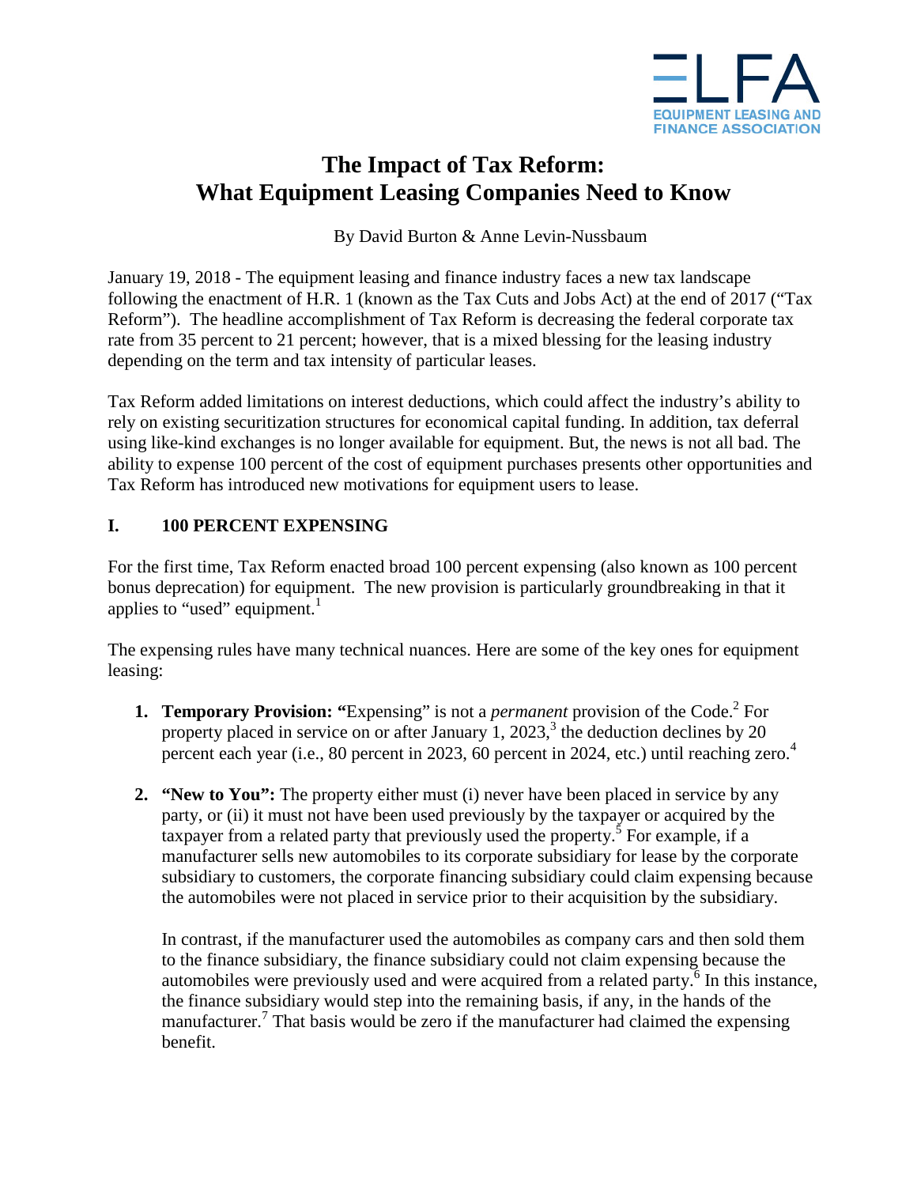ELFA
EQUIPMENT LEASING AND FINANCE ASSOCIATION

# The Impact of Tax Reform: What Equipment Leasing Companies Need to Know

By David Burton & Anne Levin-Nussbaum

January 19, 2018 - The equipment leasing and finance industry faces a new tax landscape following the enactment of H.R. 1 (known as the Tax Cuts and Jobs Act) at the end of 2017 ("Tax Reform"). The headline accomplishment of Tax Reform is decreasing the federal corporate tax rate from 35 percent to 21 percent; however, that is a mixed blessing for the leasing industry depending on the term and tax intensity of particular leases.

Tax Reform added limitations on interest deductions, which could affect the industry's ability to rely on existing securitization structures for economical capital funding. In addition, tax deferral using like-kind exchanges is no longer available for equipment. But, the news is not all bad. The ability to expense 100 percent of the cost of equipment purchases presents other opportunities and Tax Reform has introduced new motivations for equipment users to lease.

## I. 100 PERCENT EXPENSING

For the first time, Tax Reform enacted broad 100 percent expensing (also known as 100 percent bonus deprecation) for equipment. The new provision is particularly groundbreaking in that it applies to "used" equipment.[1]

The expensing rules have many technical nuances. Here are some of the key ones for equipment leasing:

1. **Temporary Provision: "**Expensing" is not a *permanent* provision of the Code.[2] For property placed in service on or after January 1, 2023,[3] the deduction declines by 20 percent each year (i.e., 80 percent in 2023, 60 percent in 2024, etc.) until reaching zero.[4]

2. **"New to You":** The property either must (i) never have been placed in service by any party, or (ii) it must not have been used previously by the taxpayer or acquired by the taxpayer from a related party that previously used the property.[5] For example, if a manufacturer sells new automobiles to its corporate subsidiary for lease by the corporate subsidiary to customers, the corporate financing subsidiary could claim expensing because the automobiles were not placed in service prior to their acquisition by the subsidiary.

   In contrast, if the manufacturer used the automobiles as company cars and then sold them to the finance subsidiary, the finance subsidiary could not claim expensing because the automobiles were previously used and were acquired from a related party.[6] In this instance, the finance subsidiary would step into the remaining basis, if any, in the hands of the manufacturer.[7] That basis would be zero if the manufacturer had claimed the expensing benefit.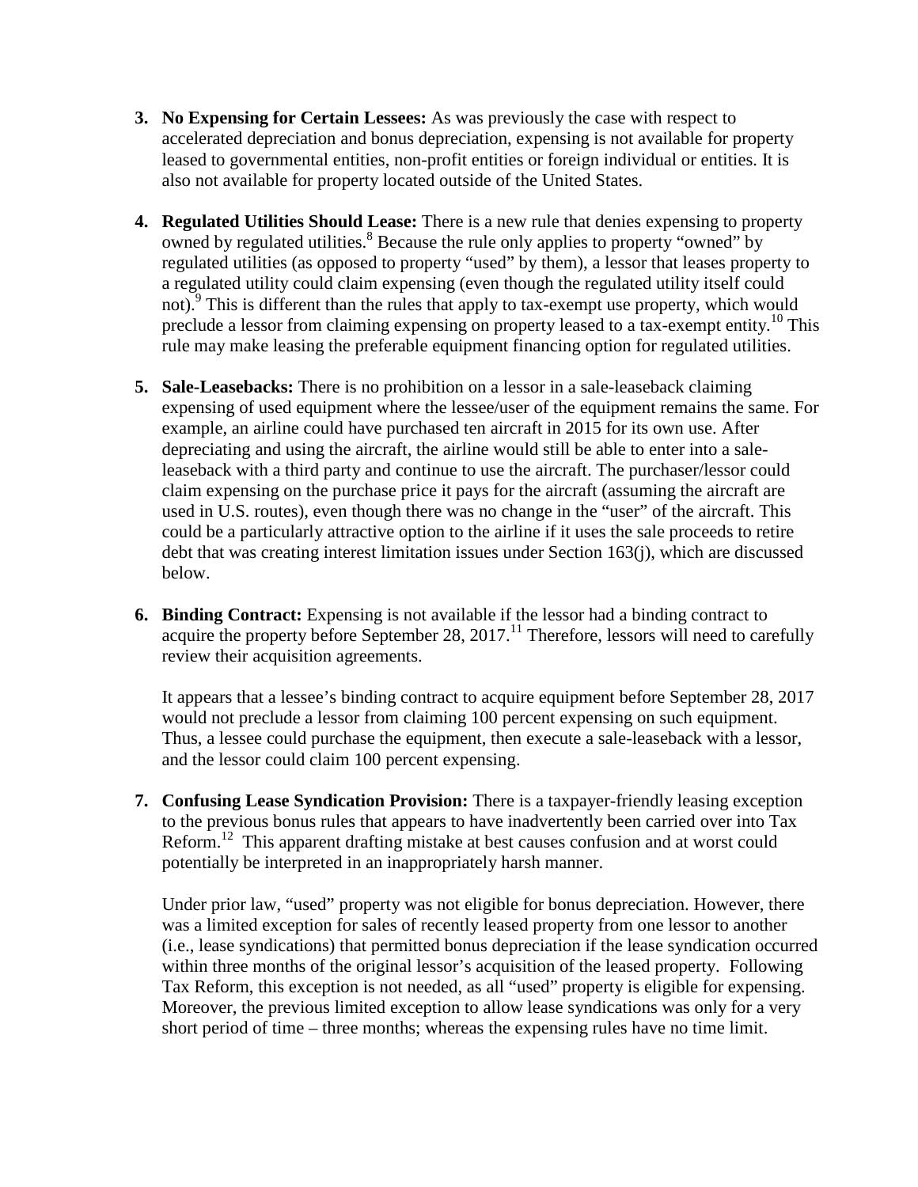3. **No Expensing for Certain Lessees:** As was previously the case with respect to accelerated depreciation and bonus depreciation, expensing is not available for property leased to governmental entities, non-profit entities or foreign individual or entities. It is also not available for property located outside of the United States.

4. **Regulated Utilities Should Lease:** There is a new rule that denies expensing to property owned by regulated utilities.[8] Because the rule only applies to property "owned" by regulated utilities (as opposed to property "used" by them), a lessor that leases property to a regulated utility could claim expensing (even though the regulated utility itself could not).[9] This is different than the rules that apply to tax-exempt use property, which would preclude a lessor from claiming expensing on property leased to a tax-exempt entity.[10] This rule may make leasing the preferable equipment financing option for regulated utilities.

5. **Sale-Leasebacks:** There is no prohibition on a lessor in a sale-leaseback claiming expensing of used equipment where the lessee/user of the equipment remains the same. For example, an airline could have purchased ten aircraft in 2015 for its own use. After depreciating and using the aircraft, the airline would still be able to enter into a sale-leaseback with a third party and continue to use the aircraft. The purchaser/lessor could claim expensing on the purchase price it pays for the aircraft (assuming the aircraft are used in U.S. routes), even though there was no change in the "user" of the aircraft. This could be a particularly attractive option to the airline if it uses the sale proceeds to retire debt that was creating interest limitation issues under Section 163(j), which are discussed below.

6. **Binding Contract:** Expensing is not available if the lessor had a binding contract to acquire the property before September 28, 2017.[11] Therefore, lessors will need to carefully review their acquisition agreements.

   It appears that a lessee's binding contract to acquire equipment before September 28, 2017 would not preclude a lessor from claiming 100 percent expensing on such equipment. Thus, a lessee could purchase the equipment, then execute a sale-leaseback with a lessor, and the lessor could claim 100 percent expensing.

7. **Confusing Lease Syndication Provision:** There is a taxpayer-friendly leasing exception to the previous bonus rules that appears to have inadvertently been carried over into Tax Reform.[12] This apparent drafting mistake at best causes confusion and at worst could potentially be interpreted in an inappropriately harsh manner.

   Under prior law, "used" property was not eligible for bonus depreciation. However, there was a limited exception for sales of recently leased property from one lessor to another (i.e., lease syndications) that permitted bonus depreciation if the lease syndication occurred within three months of the original lessor's acquisition of the leased property. Following Tax Reform, this exception is not needed, as all "used" property is eligible for expensing. Moreover, the previous limited exception to allow lease syndications was only for a very short period of time – three months; whereas the expensing rules have no time limit.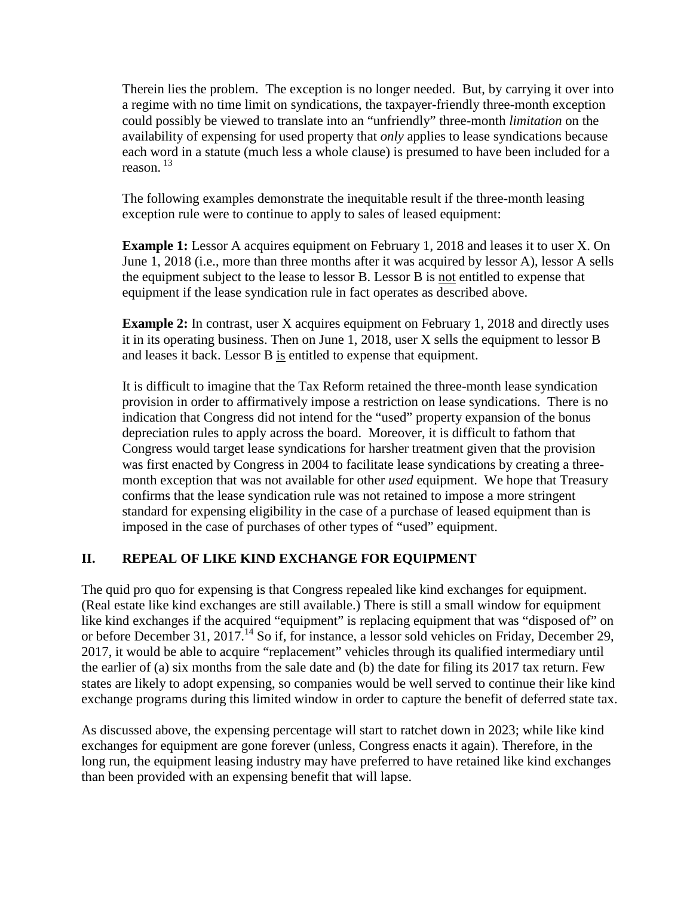Therein lies the problem. The exception is no longer needed. But, by carrying it over into a regime with no time limit on syndications, the taxpayer-friendly three-month exception could possibly be viewed to translate into an "unfriendly" three-month *limitation* on the availability of expensing for used property that *only* applies to lease syndications because each word in a statute (much less a whole clause) is presumed to have been included for a reason. [13]

The following examples demonstrate the inequitable result if the three-month leasing exception rule were to continue to apply to sales of leased equipment:

**Example 1:** Lessor A acquires equipment on February 1, 2018 and leases it to user X. On June 1, 2018 (i.e., more than three months after it was acquired by lessor A), lessor A sells the equipment subject to the lease to lessor B. Lessor B is <u>not</u> entitled to expense that equipment if the lease syndication rule in fact operates as described above.

**Example 2:** In contrast, user X acquires equipment on February 1, 2018 and directly uses it in its operating business. Then on June 1, 2018, user X sells the equipment to lessor B and leases it back. Lessor B <u>is</u> entitled to expense that equipment.

It is difficult to imagine that the Tax Reform retained the three-month lease syndication provision in order to affirmatively impose a restriction on lease syndications. There is no indication that Congress did not intend for the "used" property expansion of the bonus depreciation rules to apply across the board. Moreover, it is difficult to fathom that Congress would target lease syndications for harsher treatment given that the provision was first enacted by Congress in 2004 to facilitate lease syndications by creating a three-month exception that was not available for other *used* equipment. We hope that Treasury confirms that the lease syndication rule was not retained to impose a more stringent standard for expensing eligibility in the case of a purchase of leased equipment than is imposed in the case of purchases of other types of "used" equipment.

## II. REPEAL OF LIKE KIND EXCHANGE FOR EQUIPMENT

The quid pro quo for expensing is that Congress repealed like kind exchanges for equipment. (Real estate like kind exchanges are still available.) There is still a small window for equipment like kind exchanges if the acquired "equipment" is replacing equipment that was "disposed of" on or before December 31, 2017.[14] So if, for instance, a lessor sold vehicles on Friday, December 29, 2017, it would be able to acquire "replacement" vehicles through its qualified intermediary until the earlier of (a) six months from the sale date and (b) the date for filing its 2017 tax return. Few states are likely to adopt expensing, so companies would be well served to continue their like kind exchange programs during this limited window in order to capture the benefit of deferred state tax.

As discussed above, the expensing percentage will start to ratchet down in 2023; while like kind exchanges for equipment are gone forever (unless, Congress enacts it again). Therefore, in the long run, the equipment leasing industry may have preferred to have retained like kind exchanges than been provided with an expensing benefit that will lapse.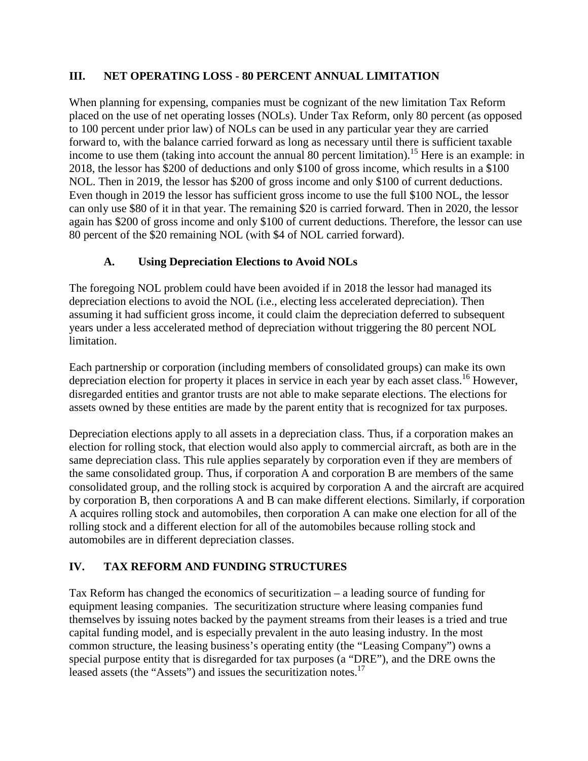## III. NET OPERATING LOSS - 80 PERCENT ANNUAL LIMITATION

When planning for expensing, companies must be cognizant of the new limitation Tax Reform placed on the use of net operating losses (NOLs). Under Tax Reform, only 80 percent (as opposed to 100 percent under prior law) of NOLs can be used in any particular year they are carried forward to, with the balance carried forward as long as necessary until there is sufficient taxable income to use them (taking into account the annual 80 percent limitation).[15] Here is an example: in 2018, the lessor has $200 of deductions and only $100 of gross income, which results in a $100 NOL. Then in 2019, the lessor has $200 of gross income and only $100 of current deductions. Even though in 2019 the lessor has sufficient gross income to use the full $100 NOL, the lessor can only use $80 of it in that year. The remaining $20 is carried forward. Then in 2020, the lessor again has $200 of gross income and only $100 of current deductions. Therefore, the lessor can use 80 percent of the $20 remaining NOL (with $4 of NOL carried forward).

### A. Using Depreciation Elections to Avoid NOLs

The foregoing NOL problem could have been avoided if in 2018 the lessor had managed its depreciation elections to avoid the NOL (i.e., electing less accelerated depreciation). Then assuming it had sufficient gross income, it could claim the depreciation deferred to subsequent years under a less accelerated method of depreciation without triggering the 80 percent NOL limitation.

Each partnership or corporation (including members of consolidated groups) can make its own depreciation election for property it places in service in each year by each asset class.[16] However, disregarded entities and grantor trusts are not able to make separate elections. The elections for assets owned by these entities are made by the parent entity that is recognized for tax purposes.

Depreciation elections apply to all assets in a depreciation class. Thus, if a corporation makes an election for rolling stock, that election would also apply to commercial aircraft, as both are in the same depreciation class. This rule applies separately by corporation even if they are members of the same consolidated group. Thus, if corporation A and corporation B are members of the same consolidated group, and the rolling stock is acquired by corporation A and the aircraft are acquired by corporation B, then corporations A and B can make different elections. Similarly, if corporation A acquires rolling stock and automobiles, then corporation A can make one election for all of the rolling stock and a different election for all of the automobiles because rolling stock and automobiles are in different depreciation classes.

## IV. TAX REFORM AND FUNDING STRUCTURES

Tax Reform has changed the economics of securitization – a leading source of funding for equipment leasing companies. The securitization structure where leasing companies fund themselves by issuing notes backed by the payment streams from their leases is a tried and true capital funding model, and is especially prevalent in the auto leasing industry. In the most common structure, the leasing business's operating entity (the "Leasing Company") owns a special purpose entity that is disregarded for tax purposes (a "DRE"), and the DRE owns the leased assets (the "Assets") and issues the securitization notes.[17]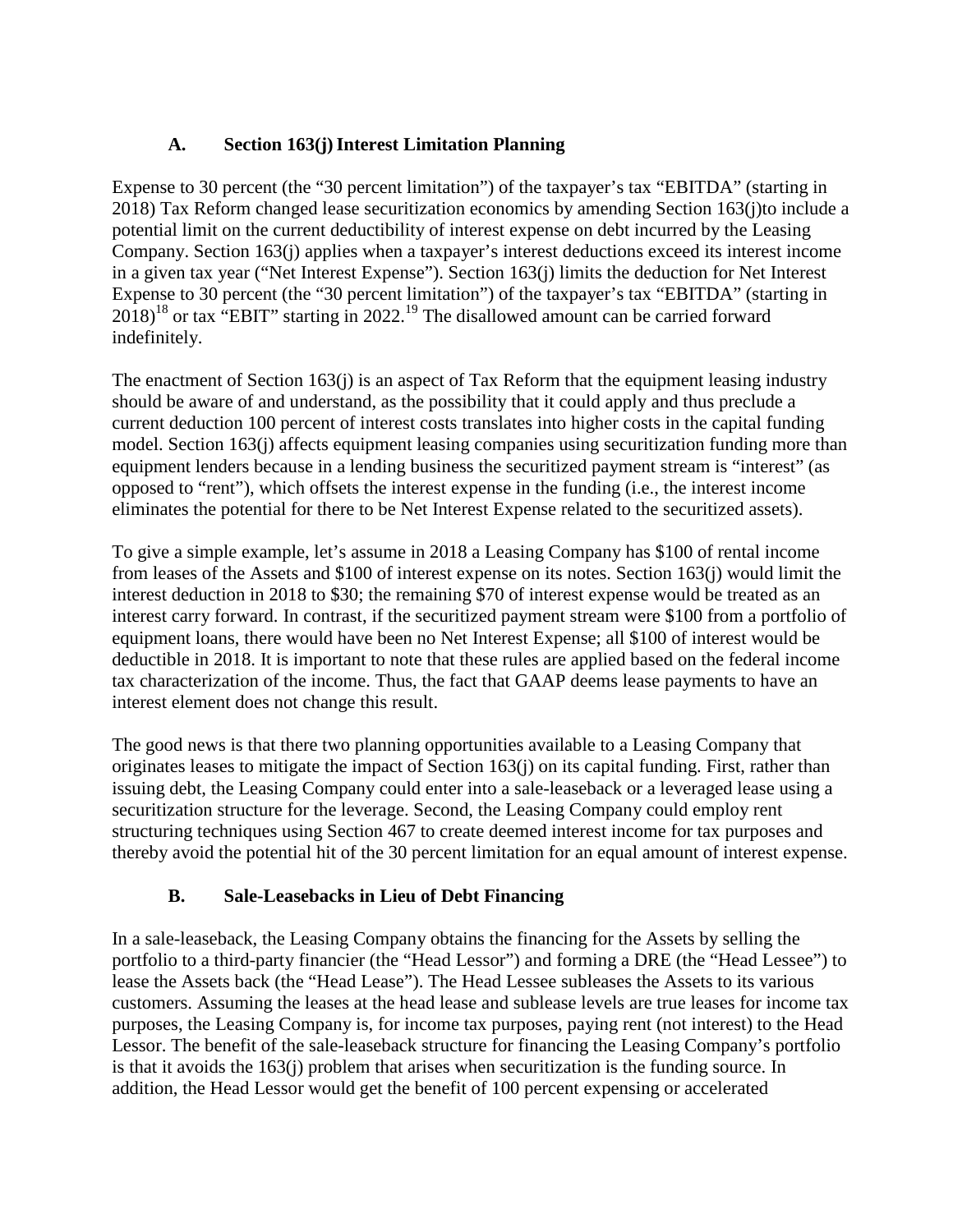### A. Section 163(j) Interest Limitation Planning

Expense to 30 percent (the "30 percent limitation") of the taxpayer's tax "EBITDA" (starting in 2018) Tax Reform changed lease securitization economics by amending Section 163(j)to include a potential limit on the current deductibility of interest expense on debt incurred by the Leasing Company. Section 163(j) applies when a taxpayer's interest deductions exceed its interest income in a given tax year ("Net Interest Expense"). Section 163(j) limits the deduction for Net Interest Expense to 30 percent (the "30 percent limitation") of the taxpayer's tax "EBITDA" (starting in 2018)[18] or tax "EBIT" starting in 2022.[19] The disallowed amount can be carried forward indefinitely.

The enactment of Section 163(j) is an aspect of Tax Reform that the equipment leasing industry should be aware of and understand, as the possibility that it could apply and thus preclude a current deduction 100 percent of interest costs translates into higher costs in the capital funding model. Section 163(j) affects equipment leasing companies using securitization funding more than equipment lenders because in a lending business the securitized payment stream is "interest" (as opposed to "rent"), which offsets the interest expense in the funding (i.e., the interest income eliminates the potential for there to be Net Interest Expense related to the securitized assets).

To give a simple example, let's assume in 2018 a Leasing Company has $100 of rental income from leases of the Assets and $100 of interest expense on its notes. Section 163(j) would limit the interest deduction in 2018 to $30; the remaining $70 of interest expense would be treated as an interest carry forward. In contrast, if the securitized payment stream were $100 from a portfolio of equipment loans, there would have been no Net Interest Expense; all $100 of interest would be deductible in 2018. It is important to note that these rules are applied based on the federal income tax characterization of the income. Thus, the fact that GAAP deems lease payments to have an interest element does not change this result.

The good news is that there two planning opportunities available to a Leasing Company that originates leases to mitigate the impact of Section 163(j) on its capital funding. First, rather than issuing debt, the Leasing Company could enter into a sale-leaseback or a leveraged lease using a securitization structure for the leverage. Second, the Leasing Company could employ rent structuring techniques using Section 467 to create deemed interest income for tax purposes and thereby avoid the potential hit of the 30 percent limitation for an equal amount of interest expense.

### B. Sale-Leasebacks in Lieu of Debt Financing

In a sale-leaseback, the Leasing Company obtains the financing for the Assets by selling the portfolio to a third-party financier (the "Head Lessor") and forming a DRE (the "Head Lessee") to lease the Assets back (the "Head Lease"). The Head Lessee subleases the Assets to its various customers. Assuming the leases at the head lease and sublease levels are true leases for income tax purposes, the Leasing Company is, for income tax purposes, paying rent (not interest) to the Head Lessor. The benefit of the sale-leaseback structure for financing the Leasing Company's portfolio is that it avoids the 163(j) problem that arises when securitization is the funding source. In addition, the Head Lessor would get the benefit of 100 percent expensing or accelerated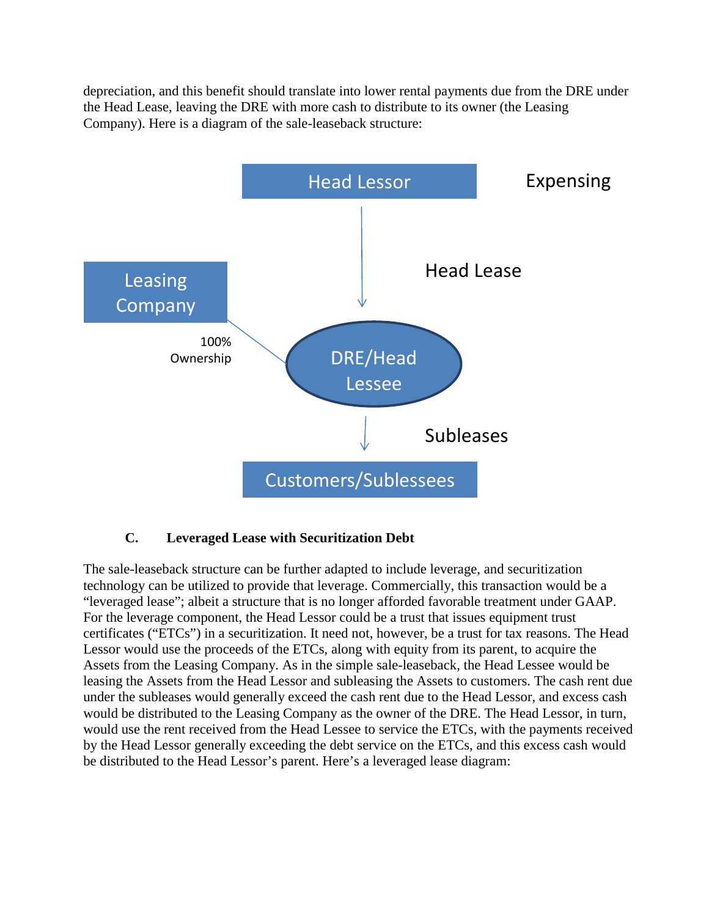depreciation, and this benefit should translate into lower rental payments due from the DRE under the Head Lease, leaving the DRE with more cash to distribute to its owner (the Leasing Company). Here is a diagram of the sale-leaseback structure:

Head Lessor

Expensing

Head Lease

Leasing Company

100% Ownership

DRE/Head Lessee

Subleases

Customers/Sublessees

### C. Leveraged Lease with Securitization Debt

The sale-leaseback structure can be further adapted to include leverage, and securitization technology can be utilized to provide that leverage. Commercially, this transaction would be a "leveraged lease"; albeit a structure that is no longer afforded favorable treatment under GAAP. For the leverage component, the Head Lessor could be a trust that issues equipment trust certificates ("ETCs") in a securitization. It need not, however, be a trust for tax reasons. The Head Lessor would use the proceeds of the ETCs, along with equity from its parent, to acquire the Assets from the Leasing Company. As in the simple sale-leaseback, the Head Lessee would be leasing the Assets from the Head Lessor and subleasing the Assets to customers. The cash rent due under the subleases would generally exceed the cash rent due to the Head Lessor, and excess cash would be distributed to the Leasing Company as the owner of the DRE. The Head Lessor, in turn, would use the rent received from the Head Lessee to service the ETCs, with the payments received by the Head Lessor generally exceeding the debt service on the ETCs, and this excess cash would be distributed to the Head Lessor's parent. Here's a leveraged lease diagram: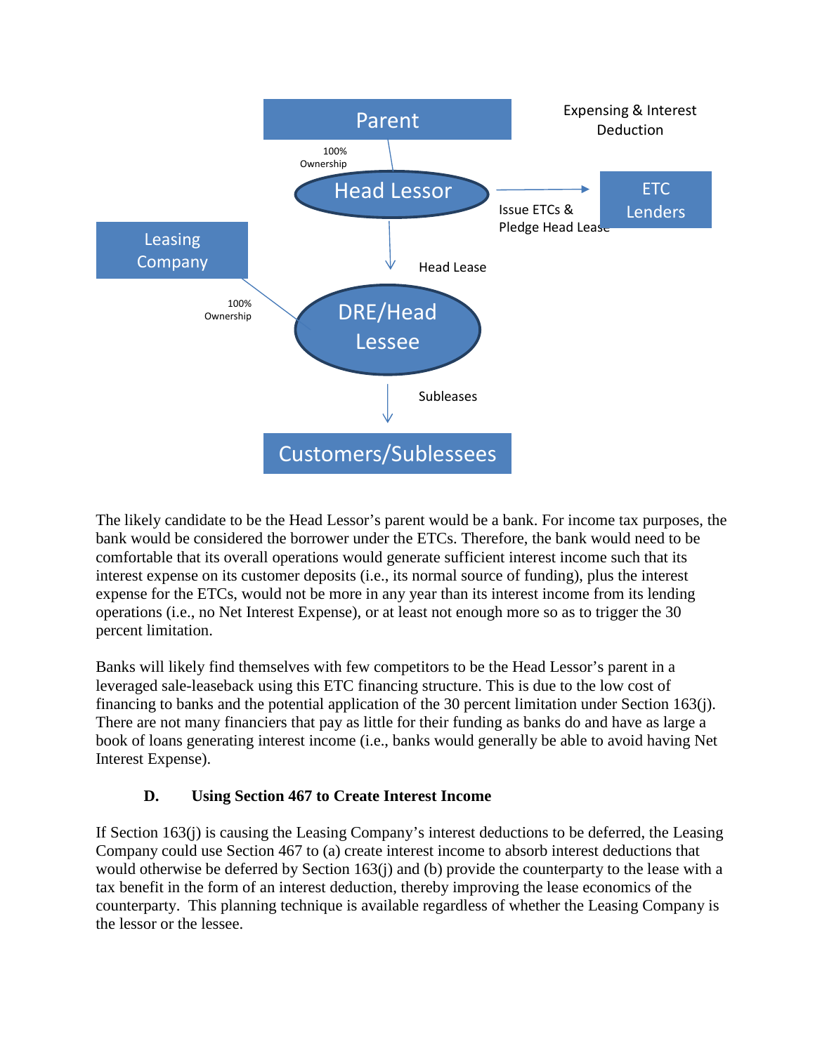Parent

100% Ownership

Head Lessor

Expensing & Interest Deduction

Issue ETCs & Pledge Head Lease

ETC Lenders

Head Lease

Leasing Company

100% Ownership

DRE/Head Lessee

Subleases

Customers/Sublessees

The likely candidate to be the Head Lessor's parent would be a bank. For income tax purposes, the bank would be considered the borrower under the ETCs. Therefore, the bank would need to be comfortable that its overall operations would generate sufficient interest income such that its interest expense on its customer deposits (i.e., its normal source of funding), plus the interest expense for the ETCs, would not be more in any year than its interest income from its lending operations (i.e., no Net Interest Expense), or at least not enough more so as to trigger the 30 percent limitation.

Banks will likely find themselves with few competitors to be the Head Lessor's parent in a leveraged sale-leaseback using this ETC financing structure. This is due to the low cost of financing to banks and the potential application of the 30 percent limitation under Section 163(j). There are not many financiers that pay as little for their funding as banks do and have as large a book of loans generating interest income (i.e., banks would generally be able to avoid having Net Interest Expense).

### D. Using Section 467 to Create Interest Income

If Section 163(j) is causing the Leasing Company's interest deductions to be deferred, the Leasing Company could use Section 467 to (a) create interest income to absorb interest deductions that would otherwise be deferred by Section 163(j) and (b) provide the counterparty to the lease with a tax benefit in the form of an interest deduction, thereby improving the lease economics of the counterparty. This planning technique is available regardless of whether the Leasing Company is the lessor or the lessee.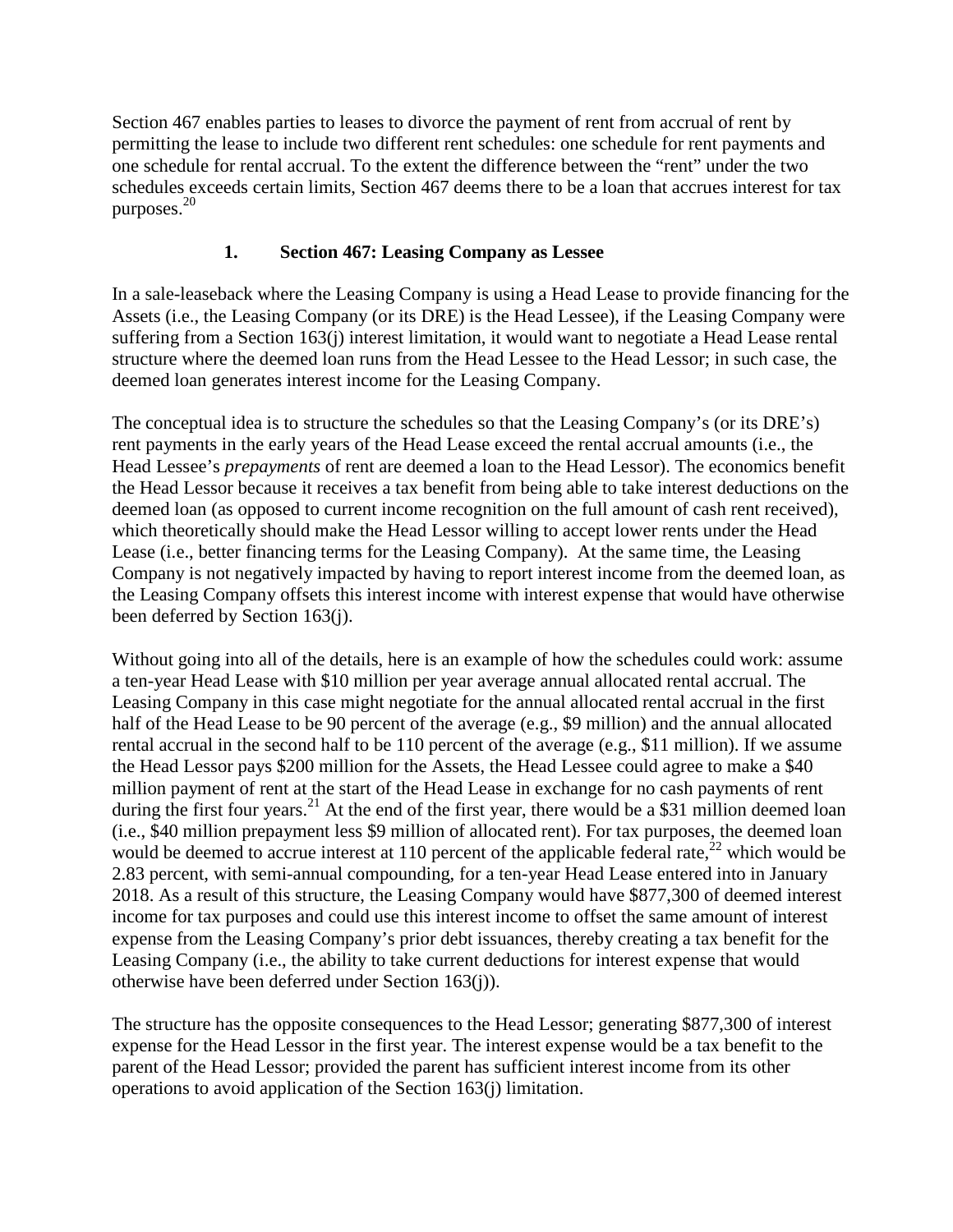Section 467 enables parties to leases to divorce the payment of rent from accrual of rent by permitting the lease to include two different rent schedules: one schedule for rent payments and one schedule for rental accrual. To the extent the difference between the "rent" under the two schedules exceeds certain limits, Section 467 deems there to be a loan that accrues interest for tax purposes.[20]

### 1. Section 467: Leasing Company as Lessee

In a sale-leaseback where the Leasing Company is using a Head Lease to provide financing for the Assets (i.e., the Leasing Company (or its DRE) is the Head Lessee), if the Leasing Company were suffering from a Section 163(j) interest limitation, it would want to negotiate a Head Lease rental structure where the deemed loan runs from the Head Lessee to the Head Lessor; in such case, the deemed loan generates interest income for the Leasing Company.

The conceptual idea is to structure the schedules so that the Leasing Company's (or its DRE's) rent payments in the early years of the Head Lease exceed the rental accrual amounts (i.e., the Head Lessee's *prepayments* of rent are deemed a loan to the Head Lessor). The economics benefit the Head Lessor because it receives a tax benefit from being able to take interest deductions on the deemed loan (as opposed to current income recognition on the full amount of cash rent received), which theoretically should make the Head Lessor willing to accept lower rents under the Head Lease (i.e., better financing terms for the Leasing Company). At the same time, the Leasing Company is not negatively impacted by having to report interest income from the deemed loan, as the Leasing Company offsets this interest income with interest expense that would have otherwise been deferred by Section 163(j).

Without going into all of the details, here is an example of how the schedules could work: assume a ten-year Head Lease with \$10 million per year average annual allocated rental accrual. The Leasing Company in this case might negotiate for the annual allocated rental accrual in the first half of the Head Lease to be 90 percent of the average (e.g., \$9 million) and the annual allocated rental accrual in the second half to be 110 percent of the average (e.g., \$11 million). If we assume the Head Lessor pays \$200 million for the Assets, the Head Lessee could agree to make a \$40 million payment of rent at the start of the Head Lease in exchange for no cash payments of rent during the first four years.[21] At the end of the first year, there would be a \$31 million deemed loan (i.e., \$40 million prepayment less \$9 million of allocated rent). For tax purposes, the deemed loan would be deemed to accrue interest at 110 percent of the applicable federal rate,[22] which would be 2.83 percent, with semi-annual compounding, for a ten-year Head Lease entered into in January 2018. As a result of this structure, the Leasing Company would have \$877,300 of deemed interest income for tax purposes and could use this interest income to offset the same amount of interest expense from the Leasing Company's prior debt issuances, thereby creating a tax benefit for the Leasing Company (i.e., the ability to take current deductions for interest expense that would otherwise have been deferred under Section 163(j)).

The structure has the opposite consequences to the Head Lessor; generating \$877,300 of interest expense for the Head Lessor in the first year. The interest expense would be a tax benefit to the parent of the Head Lessor; provided the parent has sufficient interest income from its other operations to avoid application of the Section 163(j) limitation.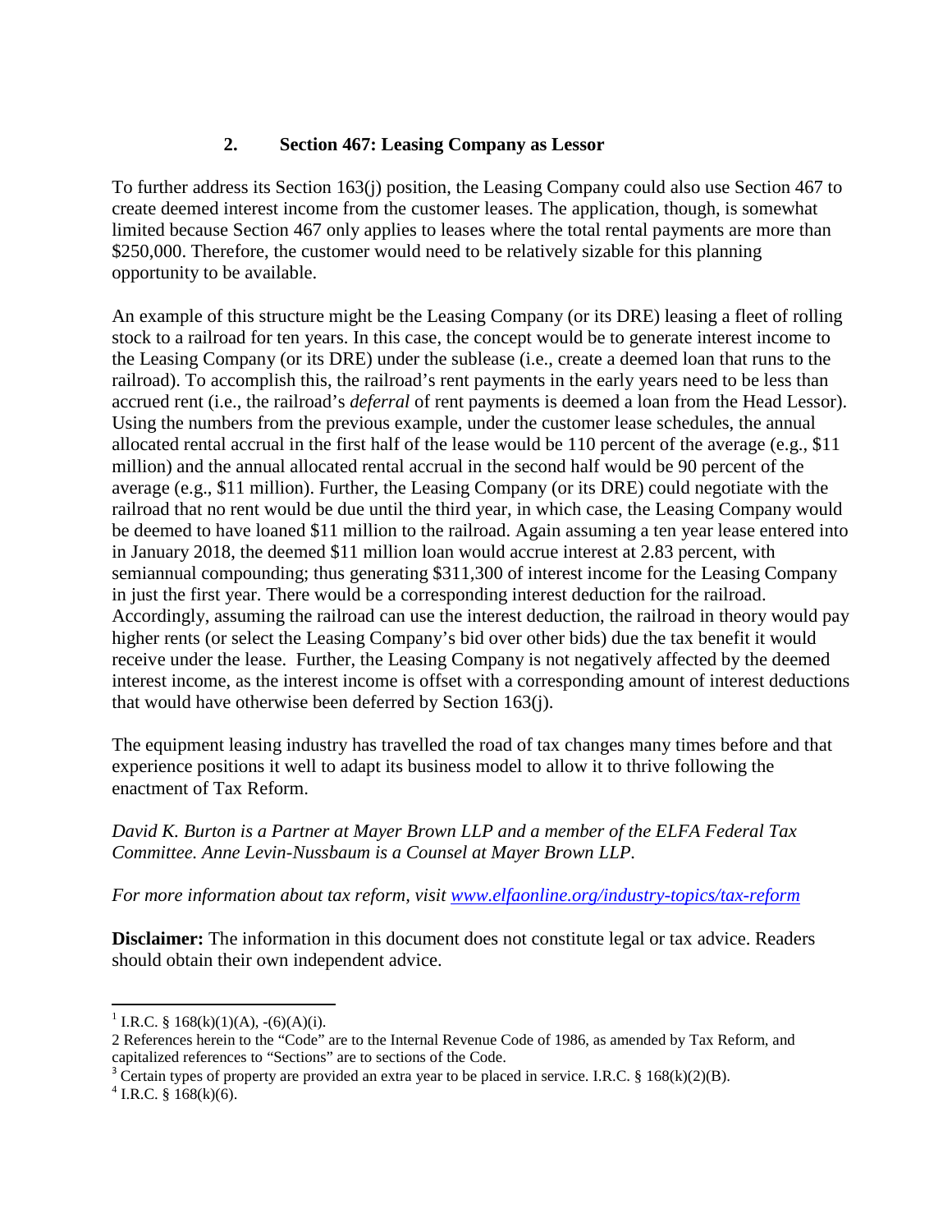### 2. Section 467: Leasing Company as Lessor

To further address its Section 163(j) position, the Leasing Company could also use Section 467 to create deemed interest income from the customer leases. The application, though, is somewhat limited because Section 467 only applies to leases where the total rental payments are more than $250,000. Therefore, the customer would need to be relatively sizable for this planning opportunity to be available.

An example of this structure might be the Leasing Company (or its DRE) leasing a fleet of rolling stock to a railroad for ten years. In this case, the concept would be to generate interest income to the Leasing Company (or its DRE) under the sublease (i.e., create a deemed loan that runs to the railroad). To accomplish this, the railroad's rent payments in the early years need to be less than accrued rent (i.e., the railroad's *deferral* of rent payments is deemed a loan from the Head Lessor). Using the numbers from the previous example, under the customer lease schedules, the annual allocated rental accrual in the first half of the lease would be 110 percent of the average (e.g., $11 million) and the annual allocated rental accrual in the second half would be 90 percent of the average (e.g., $11 million). Further, the Leasing Company (or its DRE) could negotiate with the railroad that no rent would be due until the third year, in which case, the Leasing Company would be deemed to have loaned $11 million to the railroad. Again assuming a ten year lease entered into in January 2018, the deemed $11 million loan would accrue interest at 2.83 percent, with semiannual compounding; thus generating $311,300 of interest income for the Leasing Company in just the first year. There would be a corresponding interest deduction for the railroad. Accordingly, assuming the railroad can use the interest deduction, the railroad in theory would pay higher rents (or select the Leasing Company's bid over other bids) due the tax benefit it would receive under the lease. Further, the Leasing Company is not negatively affected by the deemed interest income, as the interest income is offset with a corresponding amount of interest deductions that would have otherwise been deferred by Section 163(j).

The equipment leasing industry has travelled the road of tax changes many times before and that experience positions it well to adapt its business model to allow it to thrive following the enactment of Tax Reform.

*David K. Burton is a Partner at Mayer Brown LLP and a member of the ELFA Federal Tax Committee. Anne Levin-Nussbaum is a Counsel at Mayer Brown LLP.*

*For more information about tax reform, visit [www.elfaonline.org/industry-topics/tax-reform](www.elfaonline.org/industry-topics/tax-reform)*

**Disclaimer:** The information in this document does not constitute legal or tax advice. Readers should obtain their own independent advice.

---

[1] I.R.C. § 168(k)(1)(A), -(6)(A)(i).

2 References herein to the "Code" are to the Internal Revenue Code of 1986, as amended by Tax Reform, and capitalized references to "Sections" are to sections of the Code.

[3] Certain types of property are provided an extra year to be placed in service. I.R.C. § 168(k)(2)(B).

[4] I.R.C. § 168(k)(6).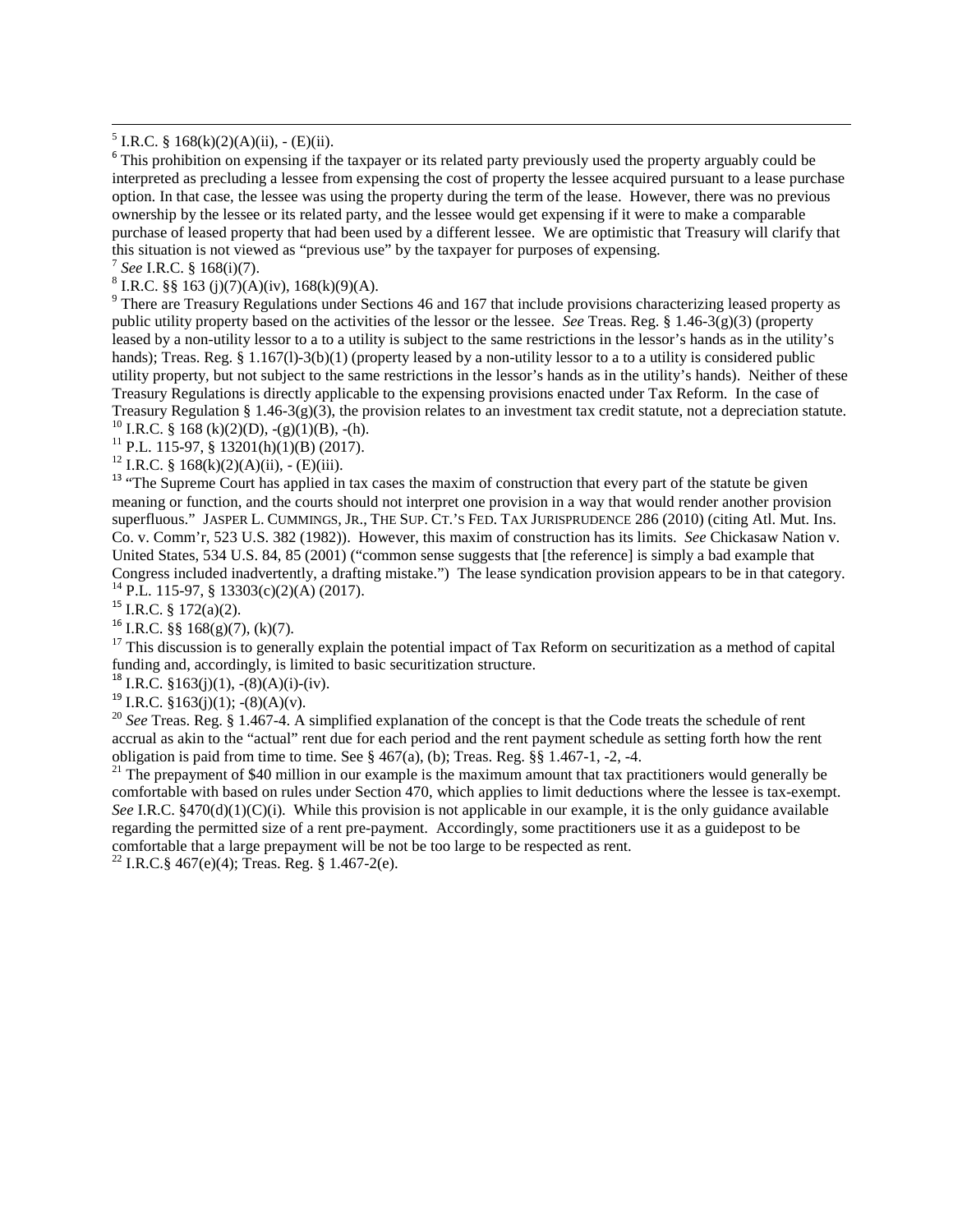[5] I.R.C. § 168(k)(2)(A)(ii), - (E)(ii).

[6] This prohibition on expensing if the taxpayer or its related party previously used the property arguably could be interpreted as precluding a lessee from expensing the cost of property the lessee acquired pursuant to a lease purchase option. In that case, the lessee was using the property during the term of the lease. However, there was no previous ownership by the lessee or its related party, and the lessee would get expensing if it were to make a comparable purchase of leased property that had been used by a different lessee. We are optimistic that Treasury will clarify that this situation is not viewed as "previous use" by the taxpayer for purposes of expensing.

[7] *See* I.R.C. § 168(i)(7).

[8] I.R.C. §§ 163 (j)(7)(A)(iv), 168(k)(9)(A).

[9] There are Treasury Regulations under Sections 46 and 167 that include provisions characterizing leased property as public utility property based on the activities of the lessor or the lessee. *See* Treas. Reg. § 1.46-3(g)(3) (property leased by a non-utility lessor to a to a utility is subject to the same restrictions in the lessor's hands as in the utility's hands); Treas. Reg. § 1.167(l)-3(b)(1) (property leased by a non-utility lessor to a to a utility is considered public utility property, but not subject to the same restrictions in the lessor's hands as in the utility's hands). Neither of these Treasury Regulations is directly applicable to the expensing provisions enacted under Tax Reform. In the case of Treasury Regulation § 1.46-3(g)(3), the provision relates to an investment tax credit statute, not a depreciation statute.

[10] I.R.C. § 168 (k)(2)(D), -(g)(1)(B), -(h).

[11] P.L. 115-97, § 13201(h)(1)(B) (2017).

[12] I.R.C. § 168(k)(2)(A)(ii), - (E)(iii).

[13] "The Supreme Court has applied in tax cases the maxim of construction that every part of the statute be given meaning or function, and the courts should not interpret one provision in a way that would render another provision superfluous." JASPER L. CUMMINGS, JR., THE SUP. CT.'S FED. TAX JURISPRUDENCE 286 (2010) (citing Atl. Mut. Ins. Co. v. Comm'r, 523 U.S. 382 (1982)). However, this maxim of construction has its limits. *See* Chickasaw Nation v. United States, 534 U.S. 84, 85 (2001) ("common sense suggests that [the reference] is simply a bad example that Congress included inadvertently, a drafting mistake.") The lease syndication provision appears to be in that category.

[14] P.L. 115-97, § 13303(c)(2)(A) (2017).

[15] I.R.C. § 172(a)(2).

[16] I.R.C. §§ 168(g)(7), (k)(7).

[17] This discussion is to generally explain the potential impact of Tax Reform on securitization as a method of capital funding and, accordingly, is limited to basic securitization structure.

[18] I.R.C. §163(j)(1), -(8)(A)(i)-(iv).

[19] I.R.C. §163(j)(1); -(8)(A)(v).

[20] *See* Treas. Reg. § 1.467-4. A simplified explanation of the concept is that the Code treats the schedule of rent accrual as akin to the "actual" rent due for each period and the rent payment schedule as setting forth how the rent obligation is paid from time to time. See § 467(a), (b); Treas. Reg. §§ 1.467-1, -2, -4.

[21] The prepayment of $40 million in our example is the maximum amount that tax practitioners would generally be comfortable with based on rules under Section 470, which applies to limit deductions where the lessee is tax-exempt. *See* I.R.C. §470(d)(1)(C)(i). While this provision is not applicable in our example, it is the only guidance available regarding the permitted size of a rent pre-payment. Accordingly, some practitioners use it as a guidepost to be comfortable that a large prepayment will be not be too large to be respected as rent.

[22] I.R.C.§ 467(e)(4); Treas. Reg. § 1.467-2(e).